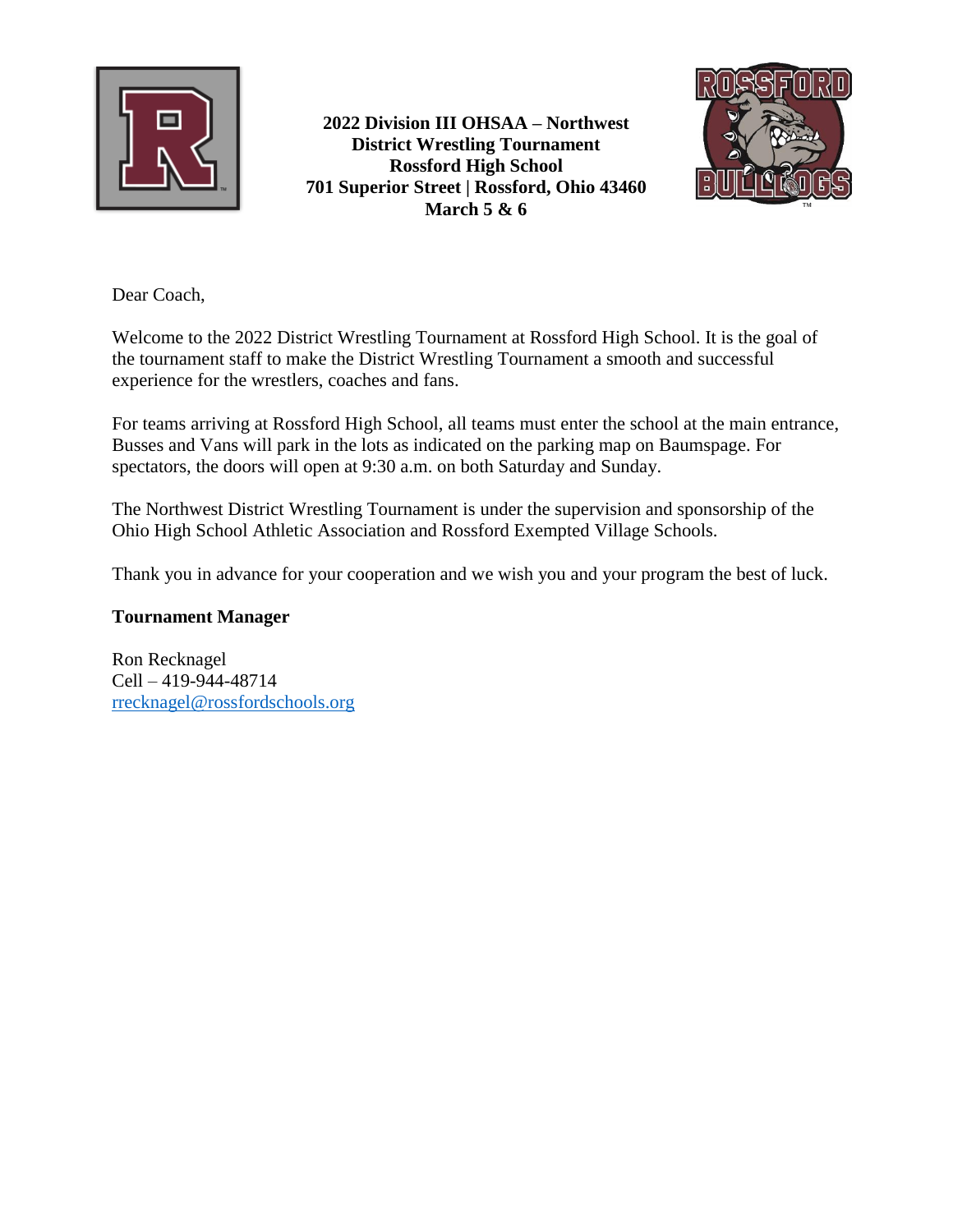**2022 Division III OHSAA – Northwest District Wrestling Tournament**
**Rossford High School**
**701 Superior Street | Rossford, Ohio 43460**
**March 5 & 6**

Dear Coach,

Welcome to the 2022 District Wrestling Tournament at Rossford High School. It is the goal of the tournament staff to make the District Wrestling Tournament a smooth and successful experience for the wrestlers, coaches and fans.

For teams arriving at Rossford High School, all teams must enter the school at the main entrance, Busses and Vans will park in the lots as indicated on the parking map on Baumspage. For spectators, the doors will open at 9:30 a.m. on both Saturday and Sunday.

The Northwest District Wrestling Tournament is under the supervision and sponsorship of the Ohio High School Athletic Association and Rossford Exempted Village Schools.

Thank you in advance for your cooperation and we wish you and your program the best of luck.

**Tournament Manager**

Ron Recknagel
Cell – 419-944-48714
rrecknagel@rossfordschools.org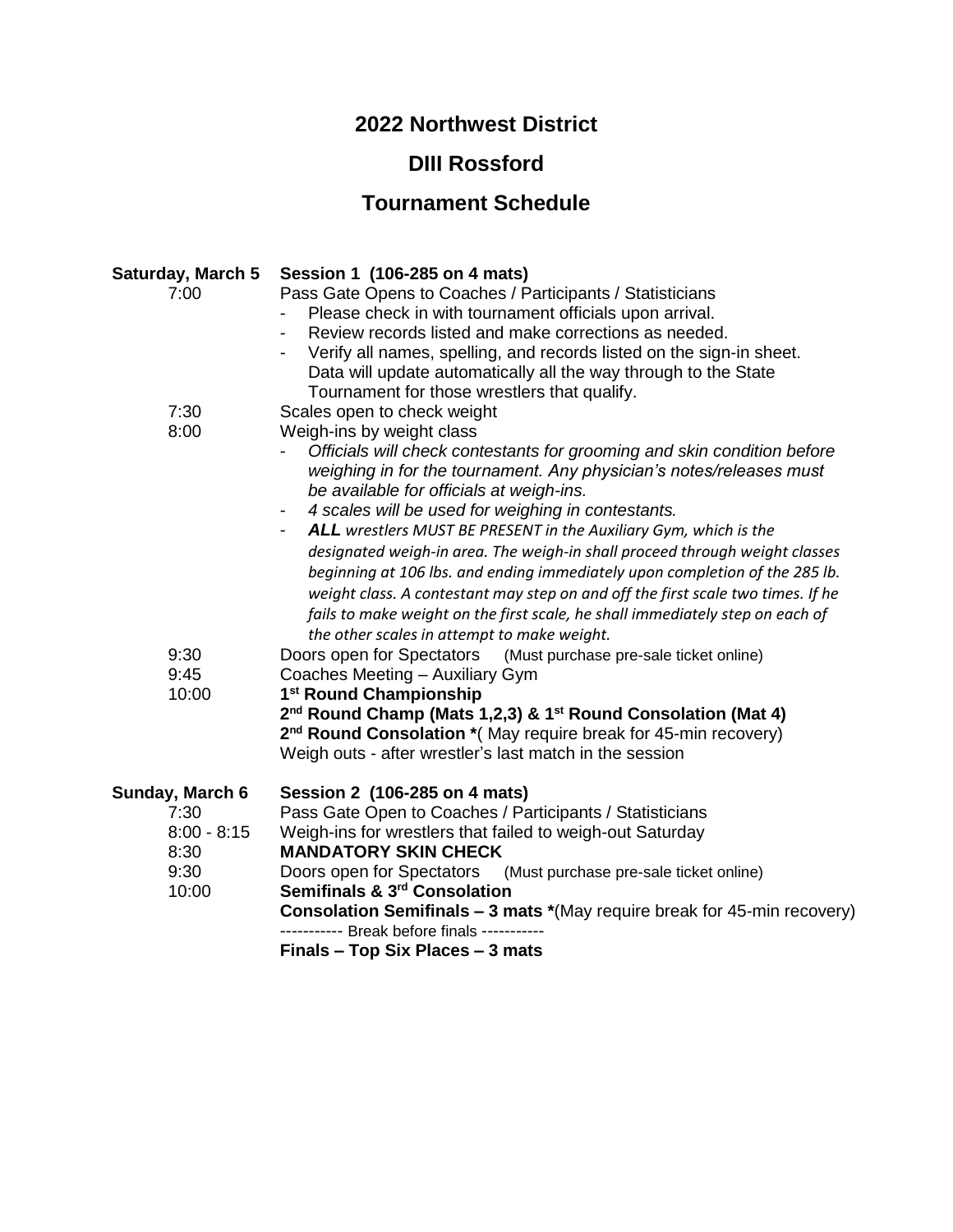# 2022 Northwest District

## DIII Rossford

## Tournament Schedule

**Saturday, March 5** — **Session 1 (106-285 on 4 mats)**

7:00 — Pass Gate Opens to Coaches / Participants / Statisticians

- Please check in with tournament officials upon arrival.
- Review records listed and make corrections as needed.
- Verify all names, spelling, and records listed on the sign-in sheet. Data will update automatically all the way through to the State Tournament for those wrestlers that qualify.

7:30 — Scales open to check weight

8:00 — Weigh-ins by weight class

- *Officials will check contestants for grooming and skin condition before weighing in for the tournament. Any physician's notes/releases must be available for officials at weigh-ins.*
- *4 scales will be used for weighing in contestants.*
- ***ALL** wrestlers MUST BE PRESENT in the Auxiliary Gym, which is the designated weigh-in area. The weigh-in shall proceed through weight classes beginning at 106 lbs. and ending immediately upon completion of the 285 lb. weight class. A contestant may step on and off the first scale two times. If he fails to make weight on the first scale, he shall immediately step on each of the other scales in attempt to make weight.*

9:30 — Doors open for Spectators (Must purchase pre-sale ticket online)

9:45 — Coaches Meeting – Auxiliary Gym

10:00 — **1st Round Championship**

**2nd Round Champ (Mats 1,2,3) & 1st Round Consolation (Mat 4)**

**2nd Round Consolation** *( May require break for 45-min recovery)

Weigh outs - after wrestler's last match in the session

**Sunday, March 6** — **Session 2 (106-285 on 4 mats)**

7:30 — Pass Gate Open to Coaches / Participants / Statisticians

8:00 - 8:15 — Weigh-ins for wrestlers that failed to weigh-out Saturday

8:30 — **MANDATORY SKIN CHECK**

9:30 — Doors open for Spectators (Must purchase pre-sale ticket online)

10:00 — **Semifinals & 3rd Consolation**

**Consolation Semifinals – 3 mats** *(May require break for 45-min recovery)

----------- Break before finals -----------

**Finals – Top Six Places – 3 mats**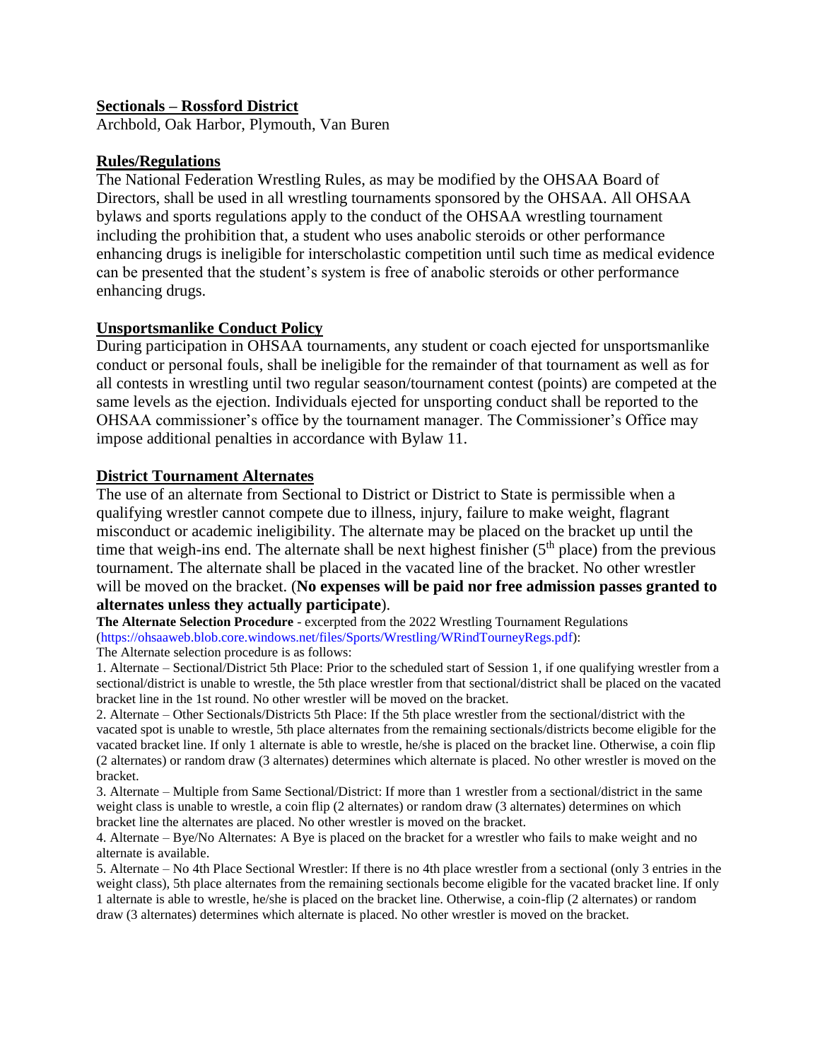## Sectionals – Rossford District

Archbold, Oak Harbor, Plymouth, Van Buren

## Rules/Regulations

The National Federation Wrestling Rules, as may be modified by the OHSAA Board of Directors, shall be used in all wrestling tournaments sponsored by the OHSAA. All OHSAA bylaws and sports regulations apply to the conduct of the OHSAA wrestling tournament including the prohibition that, a student who uses anabolic steroids or other performance enhancing drugs is ineligible for interscholastic competition until such time as medical evidence can be presented that the student's system is free of anabolic steroids or other performance enhancing drugs.

## Unsportsmanlike Conduct Policy

During participation in OHSAA tournaments, any student or coach ejected for unsportsmanlike conduct or personal fouls, shall be ineligible for the remainder of that tournament as well as for all contests in wrestling until two regular season/tournament contest (points) are competed at the same levels as the ejection. Individuals ejected for unsporting conduct shall be reported to the OHSAA commissioner's office by the tournament manager. The Commissioner's Office may impose additional penalties in accordance with Bylaw 11.

## District Tournament Alternates

The use of an alternate from Sectional to District or District to State is permissible when a qualifying wrestler cannot compete due to illness, injury, failure to make weight, flagrant misconduct or academic ineligibility. The alternate may be placed on the bracket up until the time that weigh-ins end. The alternate shall be next highest finisher (5th place) from the previous tournament. The alternate shall be placed in the vacated line of the bracket. No other wrestler will be moved on the bracket. (**No expenses will be paid nor free admission passes granted to alternates unless they actually participate**).

**The Alternate Selection Procedure** - excerpted from the 2022 Wrestling Tournament Regulations (https://ohsaaweb.blob.core.windows.net/files/Sports/Wrestling/WRindTourneyRegs.pdf):

The Alternate selection procedure is as follows:

1. Alternate – Sectional/District 5th Place: Prior to the scheduled start of Session 1, if one qualifying wrestler from a sectional/district is unable to wrestle, the 5th place wrestler from that sectional/district shall be placed on the vacated bracket line in the 1st round. No other wrestler will be moved on the bracket.
2. Alternate – Other Sectionals/Districts 5th Place: If the 5th place wrestler from the sectional/district with the vacated spot is unable to wrestle, 5th place alternates from the remaining sectionals/districts become eligible for the vacated bracket line. If only 1 alternate is able to wrestle, he/she is placed on the bracket line. Otherwise, a coin flip (2 alternates) or random draw (3 alternates) determines which alternate is placed. No other wrestler is moved on the bracket.
3. Alternate – Multiple from Same Sectional/District: If more than 1 wrestler from a sectional/district in the same weight class is unable to wrestle, a coin flip (2 alternates) or random draw (3 alternates) determines on which bracket line the alternates are placed. No other wrestler is moved on the bracket.
4. Alternate – Bye/No Alternates: A Bye is placed on the bracket for a wrestler who fails to make weight and no alternate is available.
5. Alternate – No 4th Place Sectional Wrestler: If there is no 4th place wrestler from a sectional (only 3 entries in the weight class), 5th place alternates from the remaining sectionals become eligible for the vacated bracket line. If only 1 alternate is able to wrestle, he/she is placed on the bracket line. Otherwise, a coin-flip (2 alternates) or random draw (3 alternates) determines which alternate is placed. No other wrestler is moved on the bracket.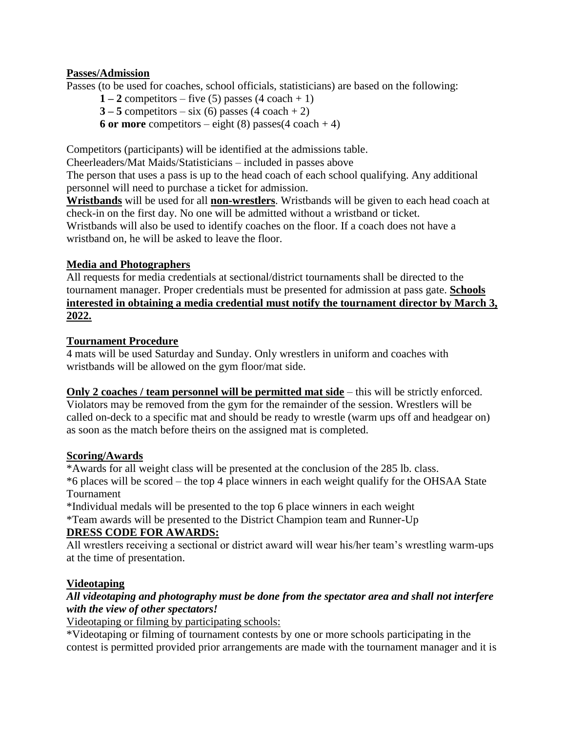**<u>Passes/Admission</u>**

Passes (to be used for coaches, school officials, statisticians) are based on the following:

**1 – 2** competitors – five (5) passes (4 coach + 1)
**3 – 5** competitors – six (6) passes (4 coach + 2)
**6 or more** competitors – eight (8) passes(4 coach + 4)

Competitors (participants) will be identified at the admissions table.
Cheerleaders/Mat Maids/Statisticians – included in passes above
The person that uses a pass is up to the head coach of each school qualifying. Any additional personnel will need to purchase a ticket for admission.
**<u>Wristbands</u>** will be used for all **<u>non-wrestlers</u>**. Wristbands will be given to each head coach at check-in on the first day. No one will be admitted without a wristband or ticket.
Wristbands will also be used to identify coaches on the floor. If a coach does not have a wristband on, he will be asked to leave the floor.

**<u>Media and Photographers</u>**

All requests for media credentials at sectional/district tournaments shall be directed to the tournament manager. Proper credentials must be presented for admission at pass gate. **<u>Schools interested in obtaining a media credential must notify the tournament director by March 3, 2022.</u>**

**<u>Tournament Procedure</u>**

4 mats will be used Saturday and Sunday. Only wrestlers in uniform and coaches with wristbands will be allowed on the gym floor/mat side.

**<u>Only 2 coaches / team personnel will be permitted mat side</u>** – this will be strictly enforced. Violators may be removed from the gym for the remainder of the session. Wrestlers will be called on-deck to a specific mat and should be ready to wrestle (warm ups off and headgear on) as soon as the match before theirs on the assigned mat is completed.

**<u>Scoring/Awards</u>**

*Awards for all weight class will be presented at the conclusion of the 285 lb. class.
*6 places will be scored – the top 4 place winners in each weight qualify for the OHSAA State Tournament
*Individual medals will be presented to the top 6 place winners in each weight
*Team awards will be presented to the District Champion team and Runner-Up

**<u>DRESS CODE FOR AWARDS:</u>**

All wrestlers receiving a sectional or district award will wear his/her team's wrestling warm-ups at the time of presentation.

**<u>Videotaping</u>**

***All videotaping and photography must be done from the spectator area and shall not interfere with the view of other spectators!***

<u>Videotaping or filming by participating schools:</u>

*Videotaping or filming of tournament contests by one or more schools participating in the contest is permitted provided prior arrangements are made with the tournament manager and it is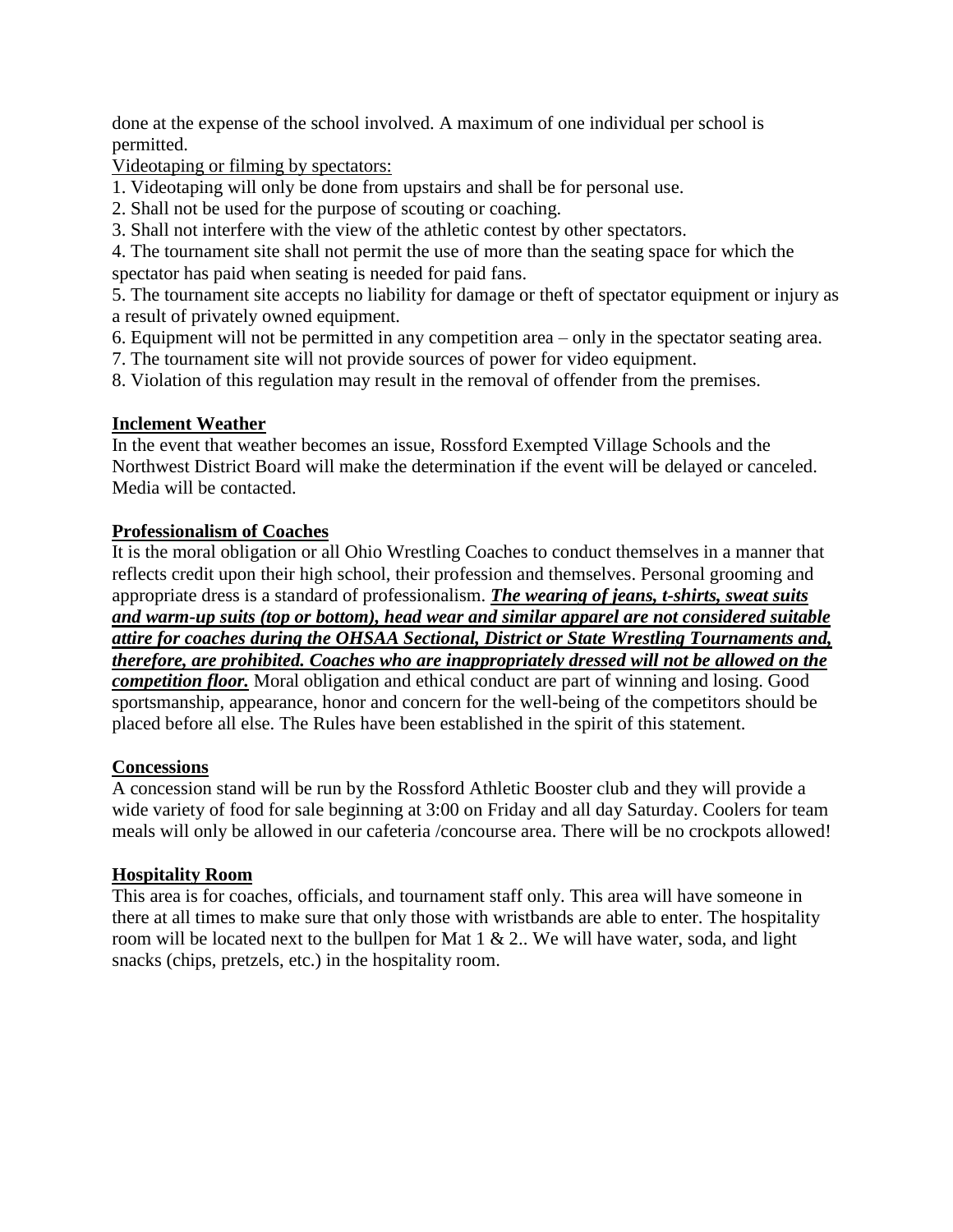done at the expense of the school involved. A maximum of one individual per school is permitted.

Videotaping or filming by spectators:

1. Videotaping will only be done from upstairs and shall be for personal use.
2. Shall not be used for the purpose of scouting or coaching.
3. Shall not interfere with the view of the athletic contest by other spectators.
4. The tournament site shall not permit the use of more than the seating space for which the spectator has paid when seating is needed for paid fans.
5. The tournament site accepts no liability for damage or theft of spectator equipment or injury as a result of privately owned equipment.
6. Equipment will not be permitted in any competition area – only in the spectator seating area.
7. The tournament site will not provide sources of power for video equipment.
8. Violation of this regulation may result in the removal of offender from the premises.

**Inclement Weather**

In the event that weather becomes an issue, Rossford Exempted Village Schools and the Northwest District Board will make the determination if the event will be delayed or canceled. Media will be contacted.

**Professionalism of Coaches**

It is the moral obligation or all Ohio Wrestling Coaches to conduct themselves in a manner that reflects credit upon their high school, their profession and themselves. Personal grooming and appropriate dress is a standard of professionalism. ***The wearing of jeans, t-shirts, sweat suits and warm-up suits (top or bottom), head wear and similar apparel are not considered suitable attire for coaches during the OHSAA Sectional, District or State Wrestling Tournaments and, therefore, are prohibited. Coaches who are inappropriately dressed will not be allowed on the competition floor.*** Moral obligation and ethical conduct are part of winning and losing. Good sportsmanship, appearance, honor and concern for the well-being of the competitors should be placed before all else. The Rules have been established in the spirit of this statement.

**Concessions**

A concession stand will be run by the Rossford Athletic Booster club and they will provide a wide variety of food for sale beginning at 3:00 on Friday and all day Saturday. Coolers for team meals will only be allowed in our cafeteria /concourse area. There will be no crockpots allowed!

**Hospitality Room**

This area is for coaches, officials, and tournament staff only. This area will have someone in there at all times to make sure that only those with wristbands are able to enter. The hospitality room will be located next to the bullpen for Mat 1 & 2.. We will have water, soda, and light snacks (chips, pretzels, etc.) in the hospitality room.